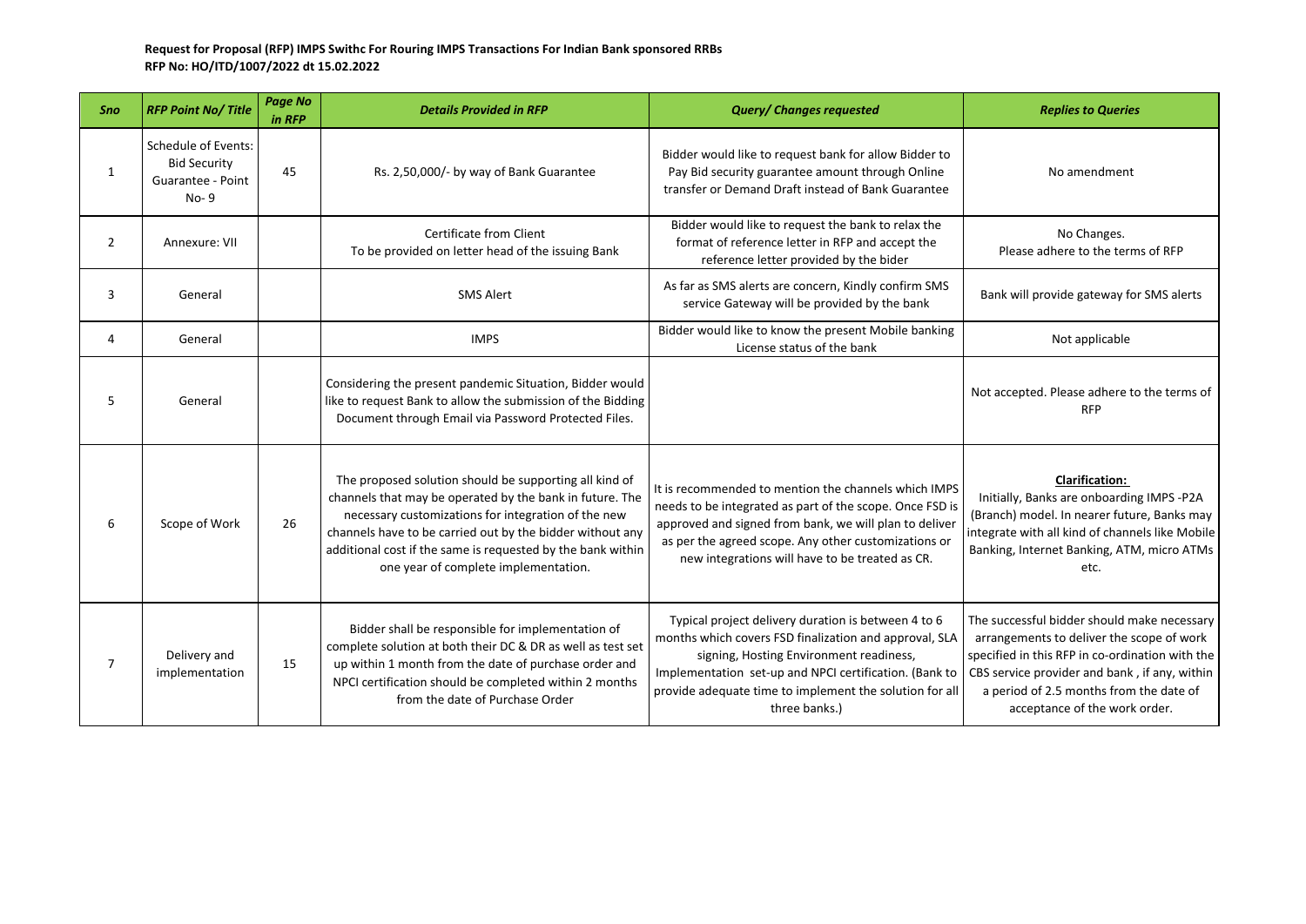**Request for Proposal (RFP) IMPS Swithc For Rouring IMPS Transactions For Indian Bank sponsored RRBs**
**RFP No: HO/ITD/1007/2022 dt 15.02.2022**

| *Sno* | *RFP Point No/ Title* | *Page No in RFP* | *Details Provided in RFP* | *Query/ Changes requested* | *Replies to Queries* |
|---|---|---|---|---|---|
| 1 | Schedule of Events: Bid Security Guarantee - Point No- 9 | 45 | Rs. 2,50,000/- by way of Bank Guarantee | Bidder would like to request bank for allow Bidder to Pay Bid security guarantee amount through Online transfer or Demand Draft instead of Bank Guarantee | No amendment |
| 2 | Annexure: VII | | Certificate from Client To be provided on letter head of the issuing Bank | Bidder would like to request the bank to relax the format of reference letter in RFP and accept the reference letter provided by the bider | No Changes. Please adhere to the terms of RFP |
| 3 | General | | SMS Alert | As far as SMS alerts are concern, Kindly confirm SMS service Gateway will be provided by the bank | Bank will provide gateway for SMS alerts |
| 4 | General | | IMPS | Bidder would like to know the present Mobile banking License status of the bank | Not applicable |
| 5 | General | | Considering the present pandemic Situation, Bidder would like to request Bank to allow the submission of the Bidding Document through Email via Password Protected Files. | | Not accepted. Please adhere to the terms of RFP |
| 6 | Scope of Work | 26 | The proposed solution should be supporting all kind of channels that may be operated by the bank in future. The necessary customizations for integration of the new channels have to be carried out by the bidder without any additional cost if the same is requested by the bank within one year of complete implementation. | It is recommended to mention the channels which IMPS needs to be integrated as part of the scope. Once FSD is approved and signed from bank, we will plan to deliver as per the agreed scope. Any other customizations or new integrations will have to be treated as CR. | **Clarification:** Initially, Banks are onboarding IMPS -P2A (Branch) model. In nearer future, Banks may integrate with all kind of channels like Mobile Banking, Internet Banking, ATM, micro ATMs etc. |
| 7 | Delivery and implementation | 15 | Bidder shall be responsible for implementation of complete solution at both their DC & DR as well as test set up within 1 month from the date of purchase order and NPCI certification should be completed within 2 months from the date of Purchase Order | Typical project delivery duration is between 4 to 6 months which covers FSD finalization and approval, SLA signing, Hosting Environment readiness, Implementation set-up and NPCI certification. (Bank to provide adequate time to implement the solution for all three banks.) | The successful bidder should make necessary arrangements to deliver the scope of work specified in this RFP in co-ordination with the CBS service provider and bank , if any, within a period of 2.5 months from the date of acceptance of the work order. |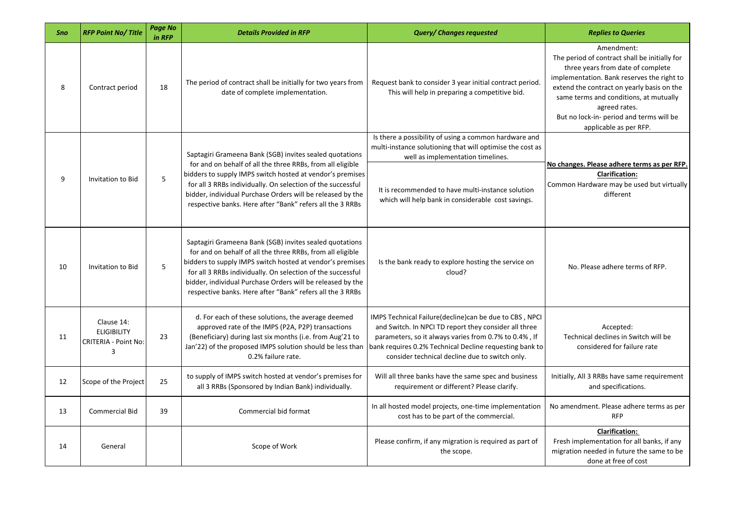| Sno | RFP Point No/ Title | Page No in RFP | Details Provided in RFP | Query/ Changes requested | Replies to Queries |
|---|---|---|---|---|---|
| 8 | Contract period | 18 | The period of contract shall be initially for two years from date of complete implementation. | Request bank to consider 3 year initial contract period. This will help in preparing a competitive bid. | Amendment: The period of contract shall be initially for three years from date of complete implementation. Bank reserves the right to extend the contract on yearly basis on the same terms and conditions, at mutually agreed rates. But no lock-in- period and terms will be applicable as per RFP. |
| 9 | Invitation to Bid | 5 | Saptagiri Grameena Bank (SGB) invites sealed quotations for and on behalf of all the three RRBs, from all eligible bidders to supply IMPS switch hosted at vendor's premises for all 3 RRBs individually. On selection of the successful bidder, individual Purchase Orders will be released by the respective banks. Here after "Bank" refers all the 3 RRBs | Is there a possibility of using a common hardware and multi-instance solutioning that will optimise the cost as well as implementation timelines.<br><br>It is recommended to have multi-instance solution which will help bank in considerable cost savings. | **No changes. Please adhere terms as per RFP.** **Clarification:** Common Hardware may be used but virtually different |
| 10 | Invitation to Bid | 5 | Saptagiri Grameena Bank (SGB) invites sealed quotations for and on behalf of all the three RRBs, from all eligible bidders to supply IMPS switch hosted at vendor's premises for all 3 RRBs individually. On selection of the successful bidder, individual Purchase Orders will be released by the respective banks. Here after "Bank" refers all the 3 RRBs | Is the bank ready to explore hosting the service on cloud? | No. Please adhere terms of RFP. |
| 11 | Clause 14: ELIGIBILITY CRITERIA - Point No: 3 | 23 | d. For each of these solutions, the average deemed approved rate of the IMPS (P2A, P2P) transactions (Beneficiary) during last six months (i.e. from Aug'21 to Jan'22) of the proposed IMPS solution should be less than 0.2% failure rate. | IMPS Technical Failure(decline)can be due to CBS , NPCI and Switch. In NPCI TD report they consider all three parameters, so it always varies from 0.7% to 0.4% , If bank requires 0.2% Technical Decline requesting bank to consider technical decline due to switch only. | Accepted: Technical declines in Switch will be considered for failure rate |
| 12 | Scope of the Project | 25 | to supply of IMPS switch hosted at vendor's premises for all 3 RRBs (Sponsored by Indian Bank) individually. | Will all three banks have the same spec and business requirement or different? Please clarify. | Initially, All 3 RRBs have same requirement and specifications. |
| 13 | Commercial Bid | 39 | Commercial bid format | In all hosted model projects, one-time implementation cost has to be part of the commercial. | No amendment. Please adhere terms as per RFP |
| 14 | General | | Scope of Work | Please confirm, if any migration is required as part of the scope. | **Clarification:** Fresh implementation for all banks, if any migration needed in future the same to be done at free of cost |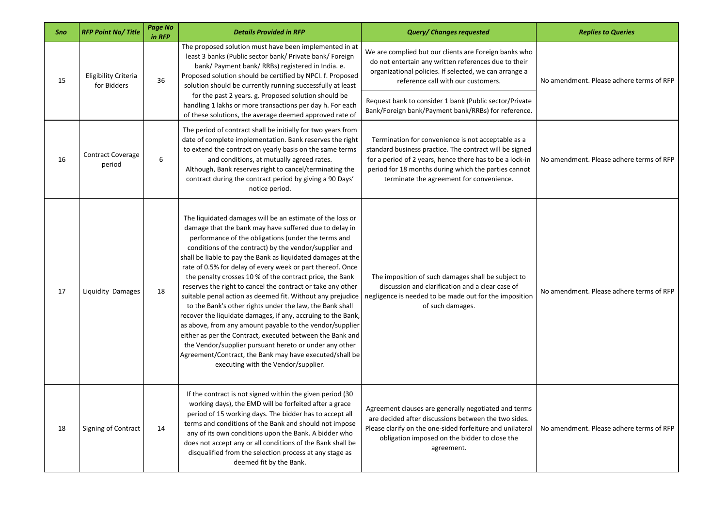| Sno | RFP Point No/ Title | Page No in RFP | Details Provided in RFP | Query/ Changes requested | Replies to Queries |
|---|---|---|---|---|---|
| 15 | Eligibility Criteria for Bidders | 36 | The proposed solution must have been implemented in at least 3 banks (Public sector bank/ Private bank/ Foreign bank/ Payment bank/ RRBs) registered in India. e. Proposed solution should be certified by NPCI. f. Proposed solution should be currently running successfully at least for the past 2 years. g. Proposed solution should be handling 1 lakhs or more transactions per day h. For each of these solutions, the average deemed approved rate of | We are complied but our clients are Foreign banks who do not entertain any written references due to their organizational policies. If selected, we can arrange a reference call with our customers.<br><br>Request bank to consider 1 bank (Public sector/Private Bank/Foreign bank/Payment bank/RRBs) for reference. | No amendment. Please adhere terms of RFP |
| 16 | Contract Coverage period | 6 | The period of contract shall be initially for two years from date of complete implementation. Bank reserves the right to extend the contract on yearly basis on the same terms and conditions, at mutually agreed rates.<br>Although, Bank reserves right to cancel/terminating the contract during the contract period by giving a 90 Days' notice period. | Termination for convenience is not acceptable as a standard business practice. The contract will be signed for a period of 2 years, hence there has to be a lock-in period for 18 months during which the parties cannot terminate the agreement for convenience. | No amendment. Please adhere terms of RFP |
| 17 | Liquidity Damages | 18 | The liquidated damages will be an estimate of the loss or damage that the bank may have suffered due to delay in performance of the obligations (under the terms and conditions of the contract) by the vendor/supplier and shall be liable to pay the Bank as liquidated damages at the rate of 0.5% for delay of every week or part thereof. Once the penalty crosses 10 % of the contract price, the Bank reserves the right to cancel the contract or take any other suitable penal action as deemed fit. Without any prejudice to the Bank's other rights under the law, the Bank shall recover the liquidate damages, if any, accruing to the Bank, as above, from any amount payable to the vendor/supplier either as per the Contract, executed between the Bank and the Vendor/supplier pursuant hereto or under any other Agreement/Contract, the Bank may have executed/shall be executing with the Vendor/supplier. | The imposition of such damages shall be subject to discussion and clarification and a clear case of negligence is needed to be made out for the imposition of such damages. | No amendment. Please adhere terms of RFP |
| 18 | Signing of Contract | 14 | If the contract is not signed within the given period (30 working days), the EMD will be forfeited after a grace period of 15 working days. The bidder has to accept all terms and conditions of the Bank and should not impose any of its own conditions upon the Bank. A bidder who does not accept any or all conditions of the Bank shall be disqualified from the selection process at any stage as deemed fit by the Bank. | Agreement clauses are generally negotiated and terms are decided after discussions between the two sides. Please clarify on the one-sided forfeiture and unilateral obligation imposed on the bidder to close the agreement. | No amendment. Please adhere terms of RFP |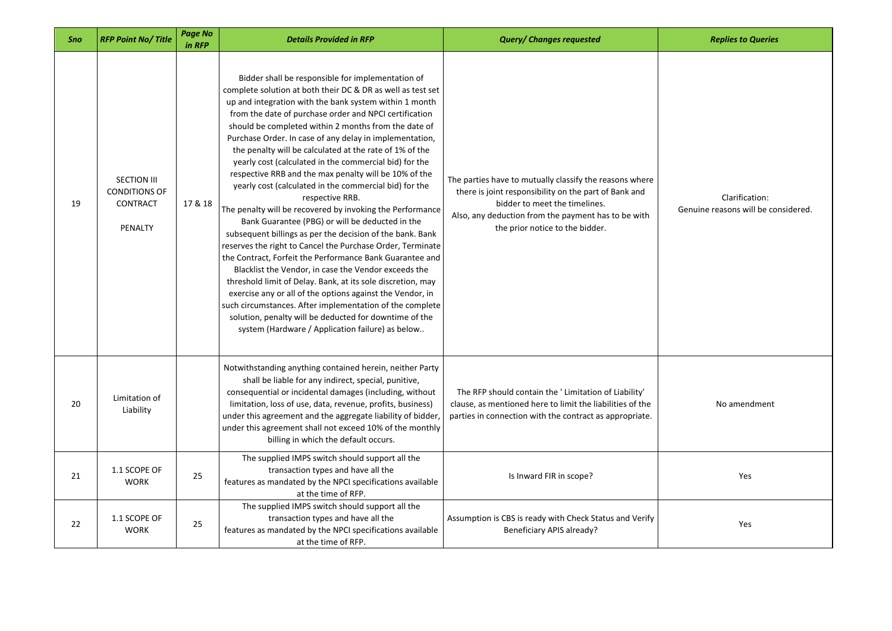| Sno | RFP Point No/ Title | Page No in RFP | Details Provided in RFP | Query/ Changes requested | Replies to Queries |
|---|---|---|---|---|---|
| 19 | SECTION III CONDITIONS OF CONTRACT<br><br>PENALTY | 17 & 18 | Bidder shall be responsible for implementation of complete solution at both their DC & DR as well as test set up and integration with the bank system within 1 month from the date of purchase order and NPCI certification should be completed within 2 months from the date of Purchase Order. In case of any delay in implementation, the penalty will be calculated at the rate of 1% of the yearly cost (calculated in the commercial bid) for the respective RRB and the max penalty will be 10% of the yearly cost (calculated in the commercial bid) for the respective RRB.<br>The penalty will be recovered by invoking the Performance Bank Guarantee (PBG) or will be deducted in the subsequent billings as per the decision of the bank. Bank reserves the right to Cancel the Purchase Order, Terminate the Contract, Forfeit the Performance Bank Guarantee and Blacklist the Vendor, in case the Vendor exceeds the threshold limit of Delay. Bank, at its sole discretion, may exercise any or all of the options against the Vendor, in such circumstances. After implementation of the complete solution, penalty will be deducted for downtime of the system (Hardware / Application failure) as below.. | The parties have to mutually classify the reasons where there is joint responsibility on the part of Bank and bidder to meet the timelines.<br>Also, any deduction from the payment has to be with the prior notice to the bidder. | Clarification:<br>Genuine reasons will be considered. |
| 20 | Limitation of Liability | | Notwithstanding anything contained herein, neither Party shall be liable for any indirect, special, punitive, consequential or incidental damages (including, without limitation, loss of use, data, revenue, profits, business) under this agreement and the aggregate liability of bidder, under this agreement shall not exceed 10% of the monthly billing in which the default occurs. | The RFP should contain the ' Limitation of Liability' clause, as mentioned here to limit the liabilities of the parties in connection with the contract as appropriate. | No amendment |
| 21 | 1.1 SCOPE OF WORK | 25 | The supplied IMPS switch should support all the transaction types and have all the features as mandated by the NPCI specifications available at the time of RFP. | Is Inward FIR in scope? | Yes |
| 22 | 1.1 SCOPE OF WORK | 25 | The supplied IMPS switch should support all the transaction types and have all the features as mandated by the NPCI specifications available at the time of RFP. | Assumption is CBS is ready with Check Status and Verify Beneficiary APIS already? | Yes |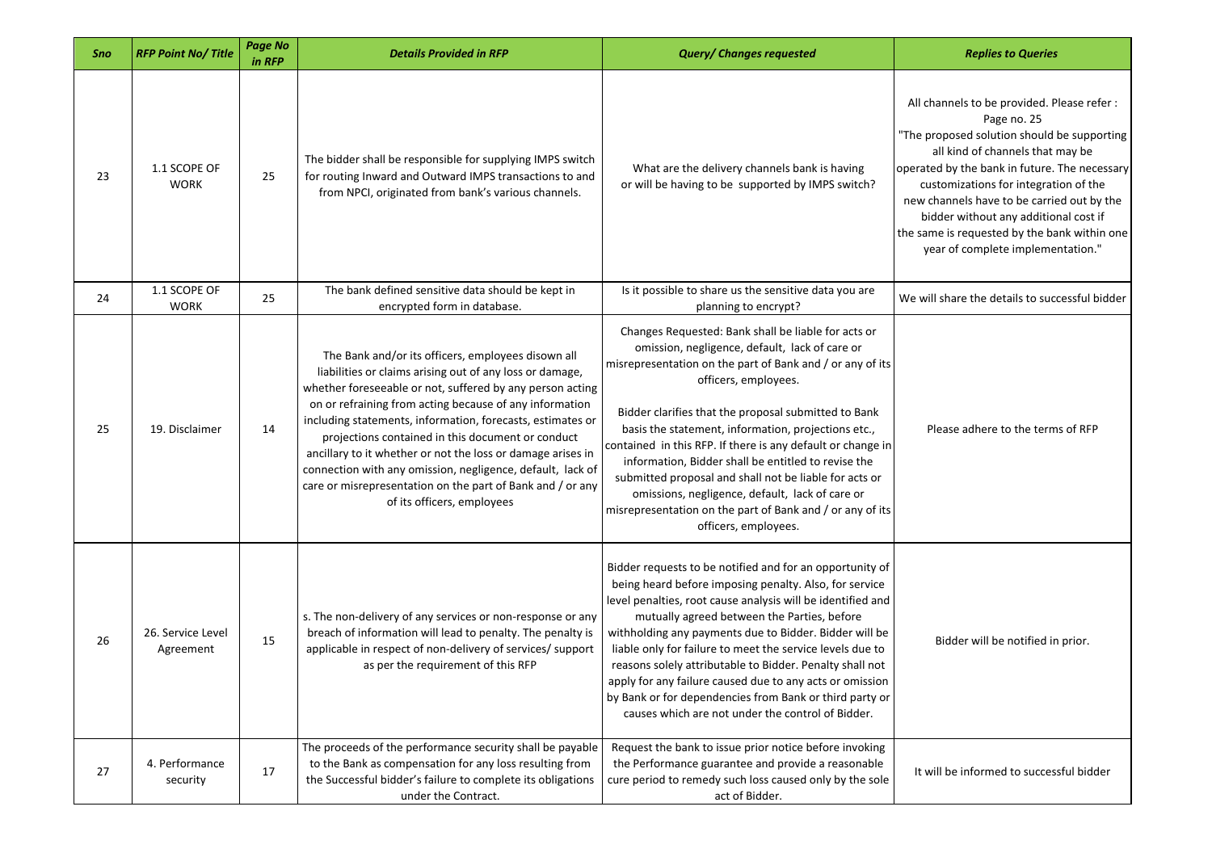| Sno | RFP Point No/ Title | Page No in RFP | Details Provided in RFP | Query/ Changes requested | Replies to Queries |
|---|---|---|---|---|---|
| 23 | 1.1 SCOPE OF WORK | 25 | The bidder shall be responsible for supplying IMPS switch for routing Inward and Outward IMPS transactions to and from NPCI, originated from bank's various channels. | What are the delivery channels bank is having or will be having to be supported by IMPS switch? | All channels to be provided. Please refer : Page no. 25 "The proposed solution should be supporting all kind of channels that may be operated by the bank in future. The necessary customizations for integration of the new channels have to be carried out by the bidder without any additional cost if the same is requested by the bank within one year of complete implementation." |
| 24 | 1.1 SCOPE OF WORK | 25 | The bank defined sensitive data should be kept in encrypted form in database. | Is it possible to share us the sensitive data you are planning to encrypt? | We will share the details to successful bidder |
| 25 | 19. Disclaimer | 14 | The Bank and/or its officers, employees disown all liabilities or claims arising out of any loss or damage, whether foreseeable or not, suffered by any person acting on or refraining from acting because of any information including statements, information, forecasts, estimates or projections contained in this document or conduct ancillary to it whether or not the loss or damage arises in connection with any omission, negligence, default, lack of care or misrepresentation on the part of Bank and / or any of its officers, employees | Changes Requested: Bank shall be liable for acts or omission, negligence, default, lack of care or misrepresentation on the part of Bank and / or any of its officers, employees.<br><br>Bidder clarifies that the proposal submitted to Bank basis the statement, information, projections etc., contained in this RFP. If there is any default or change in information, Bidder shall be entitled to revise the submitted proposal and shall not be liable for acts or omissions, negligence, default, lack of care or misrepresentation on the part of Bank and / or any of its officers, employees. | Please adhere to the terms of RFP |
| 26 | 26. Service Level Agreement | 15 | s. The non-delivery of any services or non-response or any breach of information will lead to penalty. The penalty is applicable in respect of non-delivery of services/ support as per the requirement of this RFP | Bidder requests to be notified and for an opportunity of being heard before imposing penalty. Also, for service level penalties, root cause analysis will be identified and mutually agreed between the Parties, before withholding any payments due to Bidder. Bidder will be liable only for failure to meet the service levels due to reasons solely attributable to Bidder. Penalty shall not apply for any failure caused due to any acts or omission by Bank or for dependencies from Bank or third party or causes which are not under the control of Bidder. | Bidder will be notified in prior. |
| 27 | 4. Performance security | 17 | The proceeds of the performance security shall be payable to the Bank as compensation for any loss resulting from the Successful bidder's failure to complete its obligations under the Contract. | Request the bank to issue prior notice before invoking the Performance guarantee and provide a reasonable cure period to remedy such loss caused only by the sole act of Bidder. | It will be informed to successful bidder |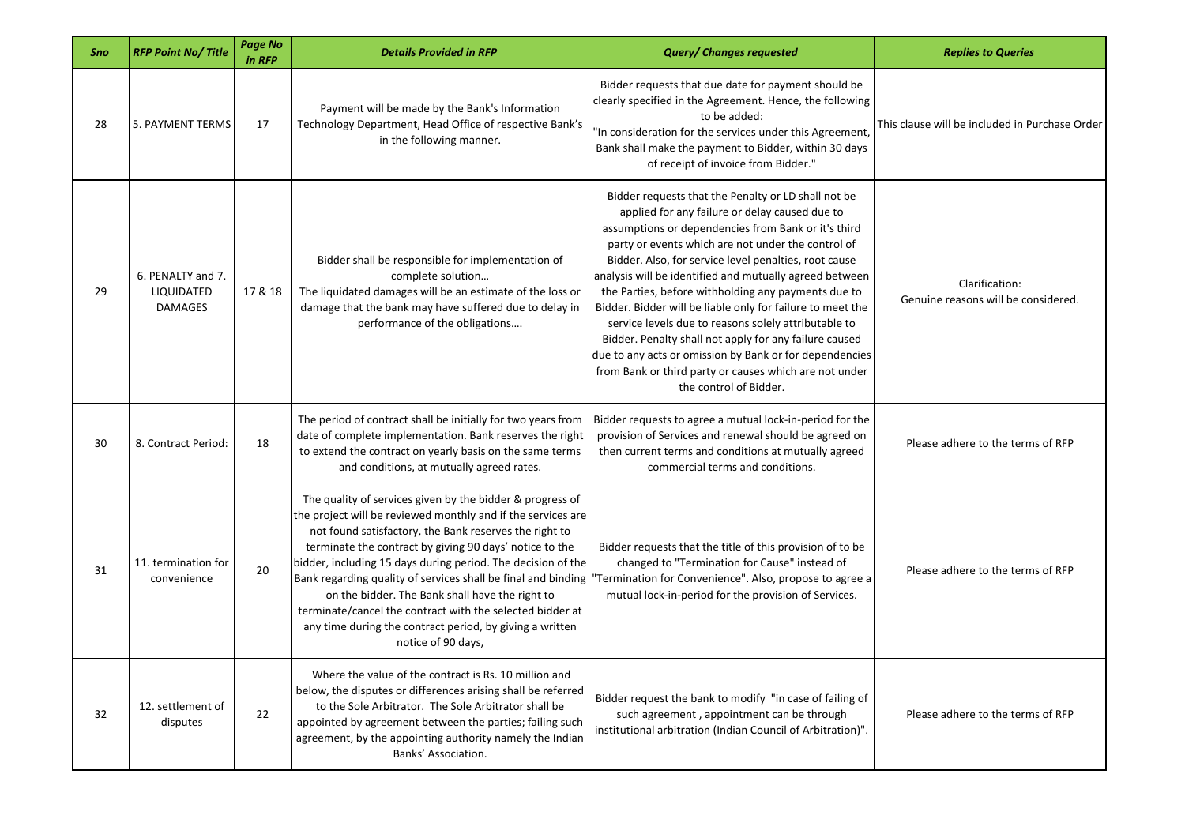| Sno | RFP Point No/ Title | Page No in RFP | Details Provided in RFP | Query/ Changes requested | Replies to Queries |
|---|---|---|---|---|---|
| 28 | 5. PAYMENT TERMS | 17 | Payment will be made by the Bank's Information Technology Department, Head Office of respective Bank's in the following manner. | Bidder requests that due date for payment should be clearly specified in the Agreement. Hence, the following to be added: "In consideration for the services under this Agreement, Bank shall make the payment to Bidder, within 30 days of receipt of invoice from Bidder." | This clause will be included in Purchase Order |
| 29 | 6. PENALTY and 7. LIQUIDATED DAMAGES | 17 & 18 | Bidder shall be responsible for implementation of complete solution… The liquidated damages will be an estimate of the loss or damage that the bank may have suffered due to delay in performance of the obligations…. | Bidder requests that the Penalty or LD shall not be applied for any failure or delay caused due to assumptions or dependencies from Bank or it's third party or events which are not under the control of Bidder. Also, for service level penalties, root cause analysis will be identified and mutually agreed between the Parties, before withholding any payments due to Bidder. Bidder will be liable only for failure to meet the service levels due to reasons solely attributable to Bidder. Penalty shall not apply for any failure caused due to any acts or omission by Bank or for dependencies from Bank or third party or causes which are not under the control of Bidder. | Clarification: Genuine reasons will be considered. |
| 30 | 8. Contract Period: | 18 | The period of contract shall be initially for two years from date of complete implementation. Bank reserves the right to extend the contract on yearly basis on the same terms and conditions, at mutually agreed rates. | Bidder requests to agree a mutual lock-in-period for the provision of Services and renewal should be agreed on then current terms and conditions at mutually agreed commercial terms and conditions. | Please adhere to the terms of RFP |
| 31 | 11. termination for convenience | 20 | The quality of services given by the bidder & progress of the project will be reviewed monthly and if the services are not found satisfactory, the Bank reserves the right to terminate the contract by giving 90 days' notice to the bidder, including 15 days during period. The decision of the Bank regarding quality of services shall be final and binding on the bidder. The Bank shall have the right to terminate/cancel the contract with the selected bidder at any time during the contract period, by giving a written notice of 90 days, | Bidder requests that the title of this provision of to be changed to "Termination for Cause" instead of "Termination for Convenience". Also, propose to agree a mutual lock-in-period for the provision of Services. | Please adhere to the terms of RFP |
| 32 | 12. settlement of disputes | 22 | Where the value of the contract is Rs. 10 million and below, the disputes or differences arising shall be referred to the Sole Arbitrator. The Sole Arbitrator shall be appointed by agreement between the parties; failing such agreement, by the appointing authority namely the Indian Banks' Association. | Bidder request the bank to modify "in case of failing of such agreement , appointment can be through institutional arbitration (Indian Council of Arbitration)". | Please adhere to the terms of RFP |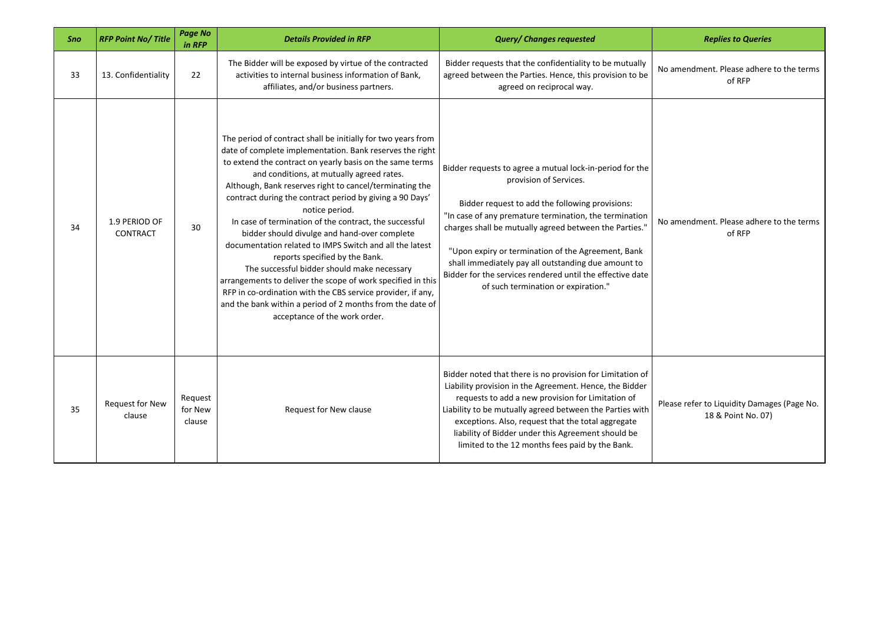| Sno | RFP Point No/ Title | Page No in RFP | Details Provided in RFP | Query/ Changes requested | Replies to Queries |
|---|---|---|---|---|---|
| 33 | 13. Confidentiality | 22 | The Bidder will be exposed by virtue of the contracted activities to internal business information of Bank, affiliates, and/or business partners. | Bidder requests that the confidentiality to be mutually agreed between the Parties. Hence, this provision to be agreed on reciprocal way. | No amendment. Please adhere to the terms of RFP |
| 34 | 1.9 PERIOD OF CONTRACT | 30 | The period of contract shall be initially for two years from date of complete implementation. Bank reserves the right to extend the contract on yearly basis on the same terms and conditions, at mutually agreed rates. Although, Bank reserves right to cancel/terminating the contract during the contract period by giving a 90 Days' notice period. In case of termination of the contract, the successful bidder should divulge and hand-over complete documentation related to IMPS Switch and all the latest reports specified by the Bank. The successful bidder should make necessary arrangements to deliver the scope of work specified in this RFP in co-ordination with the CBS service provider, if any, and the bank within a period of 2 months from the date of acceptance of the work order. | Bidder requests to agree a mutual lock-in-period for the provision of Services. Bidder request to add the following provisions: "In case of any premature termination, the termination charges shall be mutually agreed between the Parties." "Upon expiry or termination of the Agreement, Bank shall immediately pay all outstanding due amount to Bidder for the services rendered until the effective date of such termination or expiration." | No amendment. Please adhere to the terms of RFP |
| 35 | Request for New clause | Request for New clause | Request for New clause | Bidder noted that there is no provision for Limitation of Liability provision in the Agreement. Hence, the Bidder requests to add a new provision for Limitation of Liability to be mutually agreed between the Parties with exceptions. Also, request that the total aggregate liability of Bidder under this Agreement should be limited to the 12 months fees paid by the Bank. | Please refer to Liquidity Damages (Page No. 18 & Point No. 07) |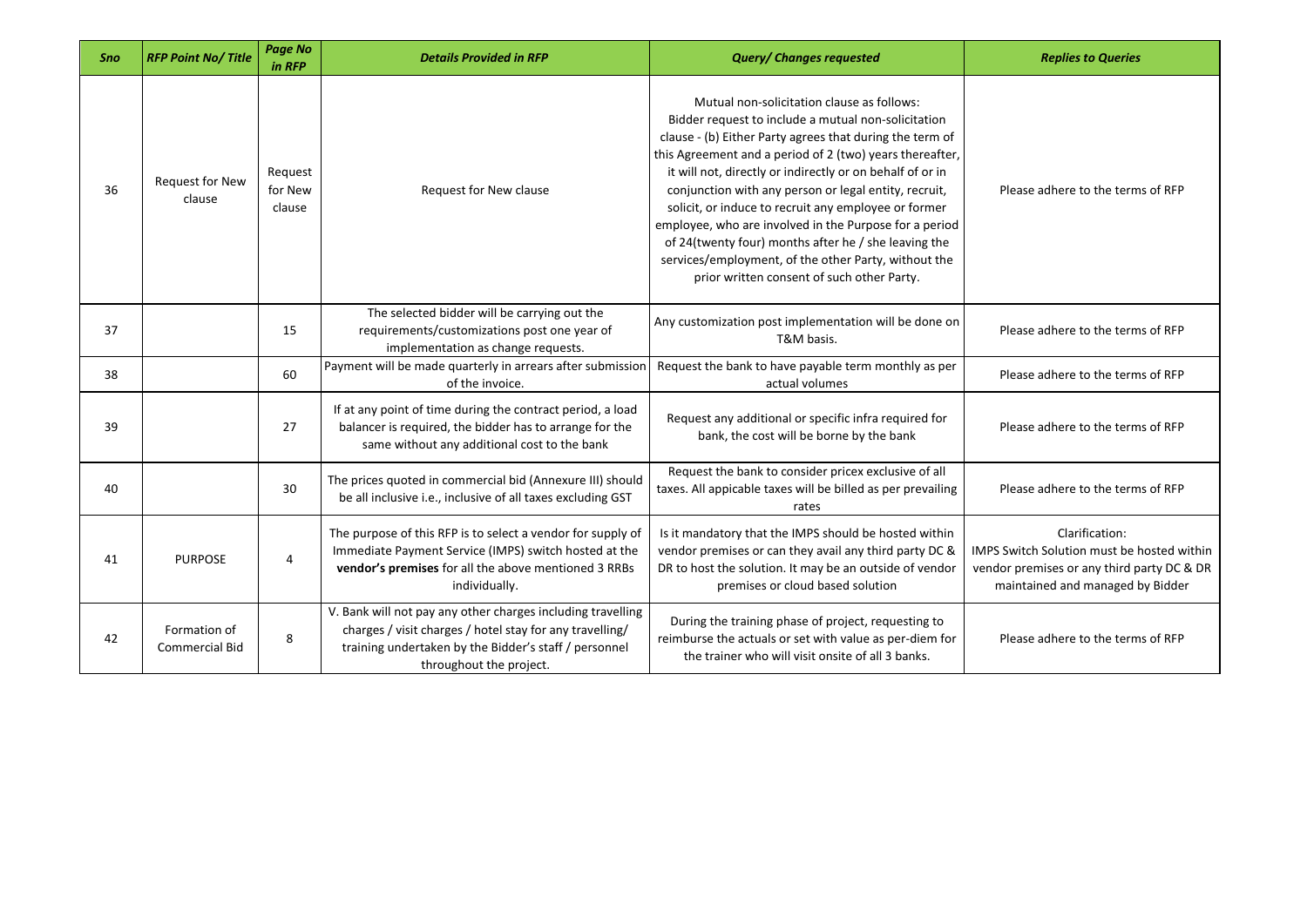| Sno | RFP Point No/ Title | Page No in RFP | Details Provided in RFP | Query/ Changes requested | Replies to Queries |
|---|---|---|---|---|---|
| 36 | Request for New clause | Request for New clause | Request for New clause | Mutual non-solicitation clause as follows: Bidder request to include a mutual non-solicitation clause - (b) Either Party agrees that during the term of this Agreement and a period of 2 (two) years thereafter, it will not, directly or indirectly or on behalf of or in conjunction with any person or legal entity, recruit, solicit, or induce to recruit any employee or former employee, who are involved in the Purpose for a period of 24(twenty four) months after he / she leaving the services/employment, of the other Party, without the prior written consent of such other Party. | Please adhere to the terms of RFP |
| 37 | | 15 | The selected bidder will be carrying out the requirements/customizations post one year of implementation as change requests. | Any customization post implementation will be done on T&M basis. | Please adhere to the terms of RFP |
| 38 | | 60 | Payment will be made quarterly in arrears after submission of the invoice. | Request the bank to have payable term monthly as per actual volumes | Please adhere to the terms of RFP |
| 39 | | 27 | If at any point of time during the contract period, a load balancer is required, the bidder has to arrange for the same without any additional cost to the bank | Request any additional or specific infra required for bank, the cost will be borne by the bank | Please adhere to the terms of RFP |
| 40 | | 30 | The prices quoted in commercial bid (Annexure III) should be all inclusive i.e., inclusive of all taxes excluding GST | Request the bank to consider pricex exclusive of all taxes. All appicable taxes will be billed as per prevailing rates | Please adhere to the terms of RFP |
| 41 | PURPOSE | 4 | The purpose of this RFP is to select a vendor for supply of Immediate Payment Service (IMPS) switch hosted at the **vendor's premises** for all the above mentioned 3 RRBs individually. | Is it mandatory that the IMPS should be hosted within vendor premises or can they avail any third party DC & DR to host the solution. It may be an outside of vendor premises or cloud based solution | Clarification: IMPS Switch Solution must be hosted within vendor premises or any third party DC & DR maintained and managed by Bidder |
| 42 | Formation of Commercial Bid | 8 | V. Bank will not pay any other charges including travelling charges / visit charges / hotel stay for any travelling/ training undertaken by the Bidder's staff / personnel throughout the project. | During the training phase of project, requesting to reimburse the actuals or set with value as per-diem for the trainer who will visit onsite of all 3 banks. | Please adhere to the terms of RFP |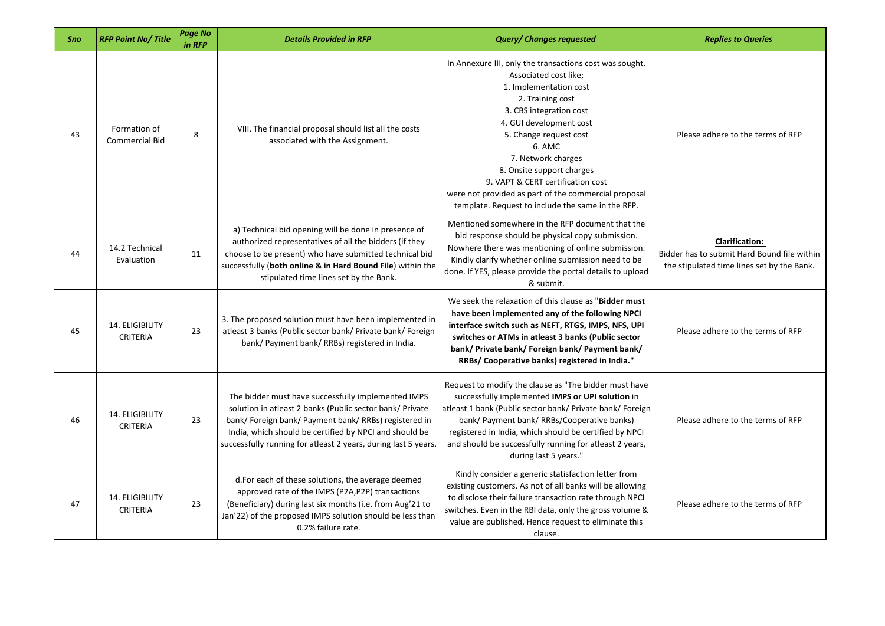| Sno | RFP Point No/ Title | Page No in RFP | Details Provided in RFP | Query/ Changes requested | Replies to Queries |
|---|---|---|---|---|---|
| 43 | Formation of Commercial Bid | 8 | VIII. The financial proposal should list all the costs associated with the Assignment. | In Annexure III, only the transactions cost was sought. Associated cost like;<br>1. Implementation cost<br>2. Training cost<br>3. CBS integration cost<br>4. GUI development cost<br>5. Change request cost<br>6. AMC<br>7. Network charges<br>8. Onsite support charges<br>9. VAPT & CERT certification cost<br>were not provided as part of the commercial proposal template. Request to include the same in the RFP. | Please adhere to the terms of RFP |
| 44 | 14.2 Technical Evaluation | 11 | a) Technical bid opening will be done in presence of authorized representatives of all the bidders (if they choose to be present) who have submitted technical bid successfully (**both online & in Hard Bound File**) within the stipulated time lines set by the Bank. | Mentioned somewhere in the RFP document that the bid response should be physical copy submission. Nowhere there was mentioning of online submission. Kindly clarify whether online submission need to be done. If YES, please provide the portal details to upload & submit. | **Clarification:**<br>Bidder has to submit Hard Bound file within the stipulated time lines set by the Bank. |
| 45 | 14. ELIGIBILITY CRITERIA | 23 | 3. The proposed solution must have been implemented in atleast 3 banks (Public sector bank/ Private bank/ Foreign bank/ Payment bank/ RRBs) registered in India. | We seek the relaxation of this clause as "**Bidder must have been implemented any of the following NPCI interface switch such as NEFT, RTGS, IMPS, NFS, UPI switches or ATMs in atleast 3 banks (Public sector bank/ Private bank/ Foreign bank/ Payment bank/ RRBs/ Cooperative banks) registered in India.**" | Please adhere to the terms of RFP |
| 46 | 14. ELIGIBILITY CRITERIA | 23 | The bidder must have successfully implemented IMPS solution in atleast 2 banks (Public sector bank/ Private bank/ Foreign bank/ Payment bank/ RRBs) registered in India, which should be certified by NPCI and should be successfully running for atleast 2 years, during last 5 years. | Request to modify the clause as "The bidder must have successfully implemented **IMPS or UPI solution** in atleast 1 bank (Public sector bank/ Private bank/ Foreign bank/ Payment bank/ RRBs/Cooperative banks) registered in India, which should be certified by NPCI and should be successfully running for atleast 2 years, during last 5 years." | Please adhere to the terms of RFP |
| 47 | 14. ELIGIBILITY CRITERIA | 23 | d.For each of these solutions, the average deemed approved rate of the IMPS (P2A,P2P) transactions (Beneficiary) during last six months (i.e. from Aug'21 to Jan'22) of the proposed IMPS solution should be less than 0.2% failure rate. | Kindly consider a generic satisfaction letter from existing customers. As not of all banks will be allowing to disclose their failure transaction rate through NPCI switches. Even in the RBI data, only the gross volume & value are published. Hence request to eliminate this clause. | Please adhere to the terms of RFP |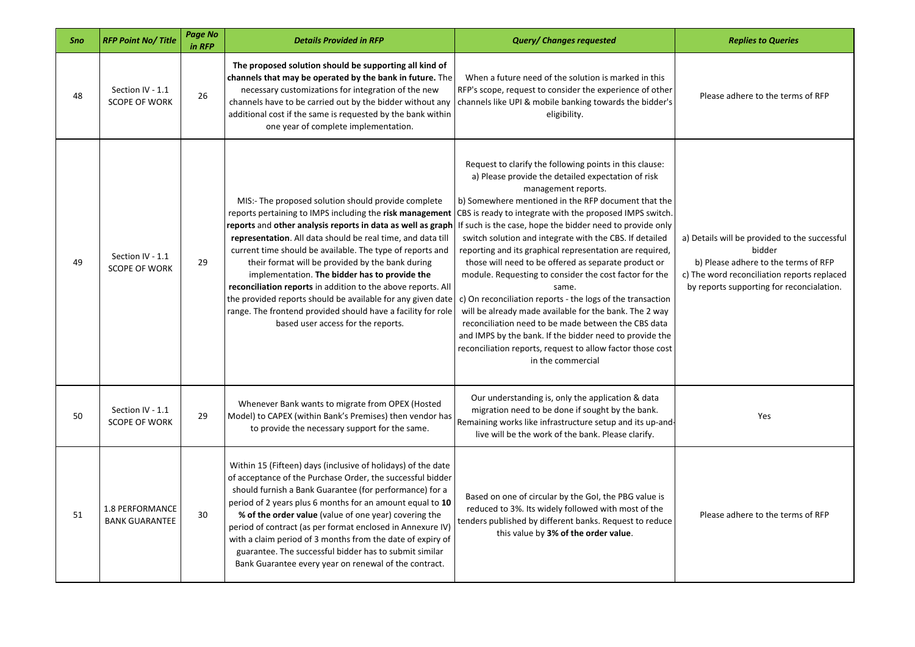| Sno | RFP Point No/ Title | Page No in RFP | Details Provided in RFP | Query/ Changes requested | Replies to Queries |
|---|---|---|---|---|---|
| 48 | Section IV - 1.1 SCOPE OF WORK | 26 | **The proposed solution should be supporting all kind of channels that may be operated by the bank in future.** The necessary customizations for integration of the new channels have to be carried out by the bidder without any additional cost if the same is requested by the bank within one year of complete implementation. | When a future need of the solution is marked in this RFP's scope, request to consider the experience of other channels like UPI & mobile banking towards the bidder's eligibility. | Please adhere to the terms of RFP |
| 49 | Section IV - 1.1 SCOPE OF WORK | 29 | MIS:- The proposed solution should provide complete reports pertaining to IMPS including the **risk management reports** and **other analysis reports in data as well as graph representation**. All data should be real time, and data till current time should be available. The type of reports and their format will be provided by the bank during implementation. **The bidder has to provide the reconciliation reports** in addition to the above reports. All the provided reports should be available for any given date range. The frontend provided should have a facility for role based user access for the reports. | Request to clarify the following points in this clause:<br>a) Please provide the detailed expectation of risk management reports.<br>b) Somewhere mentioned in the RFP document that the CBS is ready to integrate with the proposed IMPS switch. If such is the case, hope the bidder need to provide only switch solution and integrate with the CBS. If detailed reporting and its graphical representation are required, those will need to be offered as separate product or module. Requesting to consider the cost factor for the same.<br>c) On reconciliation reports - the logs of the transaction will be already made available for the bank. The 2 way reconciliation need to be made between the CBS data and IMPS by the bank. If the bidder need to provide the reconciliation reports, request to allow factor those cost in the commercial | a) Details will be provided to the successful bidder<br>b) Please adhere to the terms of RFP<br>c) The word reconciliation reports replaced by reports supporting for reconcialation. |
| 50 | Section IV - 1.1 SCOPE OF WORK | 29 | Whenever Bank wants to migrate from OPEX (Hosted Model) to CAPEX (within Bank's Premises) then vendor has to provide the necessary support for the same. | Our understanding is, only the application & data migration need to be done if sought by the bank. Remaining works like infrastructure setup and its up-and-live will be the work of the bank. Please clarify. | Yes |
| 51 | 1.8 PERFORMANCE BANK GUARANTEE | 30 | Within 15 (Fifteen) days (inclusive of holidays) of the date of acceptance of the Purchase Order, the successful bidder should furnish a Bank Guarantee (for performance) for a period of 2 years plus 6 months for an amount equal to **10 % of the order value** (value of one year) covering the period of contract (as per format enclosed in Annexure IV) with a claim period of 3 months from the date of expiry of guarantee. The successful bidder has to submit similar Bank Guarantee every year on renewal of the contract. | Based on one of circular by the GoI, the PBG value is reduced to 3%. Its widely followed with most of the tenders published by different banks. Request to reduce this value by **3% of the order value**. | Please adhere to the terms of RFP |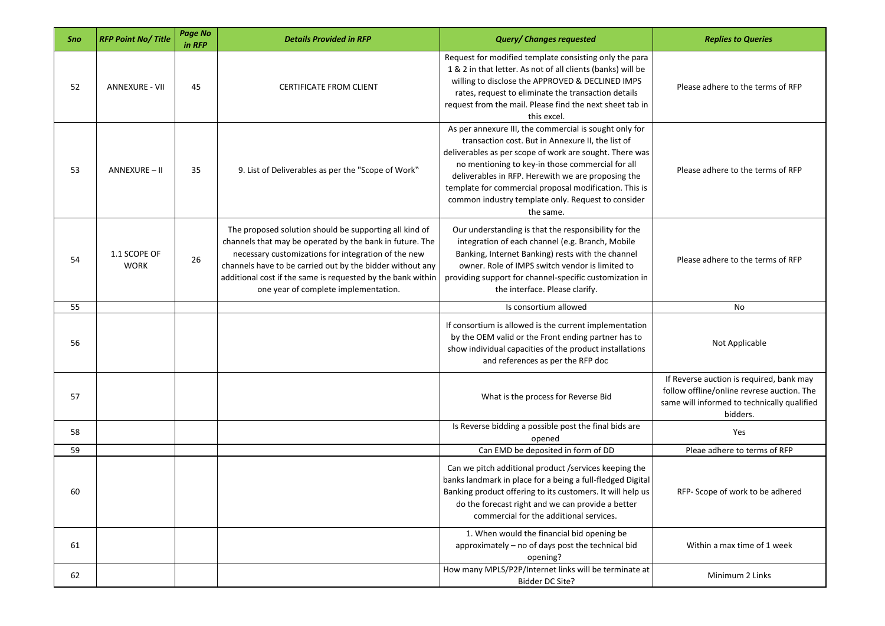| Sno | RFP Point No/ Title | Page No in RFP | Details Provided in RFP | Query/ Changes requested | Replies to Queries |
|---|---|---|---|---|---|
| 52 | ANNEXURE - VII | 45 | CERTIFICATE FROM CLIENT | Request for modified template consisting only the para 1 & 2 in that letter. As not of all clients (banks) will be willing to disclose the APPROVED & DECLINED IMPS rates, request to eliminate the transaction details request from the mail. Please find the next sheet tab in this excel. | Please adhere to the terms of RFP |
| 53 | ANNEXURE – II | 35 | 9. List of Deliverables as per the "Scope of Work" | As per annexure III, the commercial is sought only for transaction cost. But in Annexure II, the list of deliverables as per scope of work are sought. There was no mentioning to key-in those commercial for all deliverables in RFP. Herewith we are proposing the template for commercial proposal modification. This is common industry template only. Request to consider the same. | Please adhere to the terms of RFP |
| 54 | 1.1 SCOPE OF WORK | 26 | The proposed solution should be supporting all kind of channels that may be operated by the bank in future. The necessary customizations for integration of the new channels have to be carried out by the bidder without any additional cost if the same is requested by the bank within one year of complete implementation. | Our understanding is that the responsibility for the integration of each channel (e.g. Branch, Mobile Banking, Internet Banking) rests with the channel owner. Role of IMPS switch vendor is limited to providing support for channel-specific customization in the interface. Please clarify. | Please adhere to the terms of RFP |
| 55 | | | | Is consortium allowed | No |
| 56 | | | | If consortium is allowed is the current implementation by the OEM valid or the Front ending partner has to show individual capacities of the product installations and references as per the RFP doc | Not Applicable |
| 57 | | | | What is the process for Reverse Bid | If Reverse auction is required, bank may follow offline/online revrese auction. The same will informed to technically qualified bidders. |
| 58 | | | | Is Reverse bidding a possible post the final bids are opened | Yes |
| 59 | | | | Can EMD be deposited in form of DD | Pleae adhere to terms of RFP |
| 60 | | | | Can we pitch additional product /services keeping the banks landmark in place for a being a full-fledged Digital Banking product offering to its customers. It will help us do the forecast right and we can provide a better commercial for the additional services. | RFP- Scope of work to be adhered |
| 61 | | | | 1. When would the financial bid opening be approximately – no of days post the technical bid opening? | Within a max time of 1 week |
| 62 | | | | How many MPLS/P2P/Internet links will be terminate at Bidder DC Site? | Minimum 2 Links |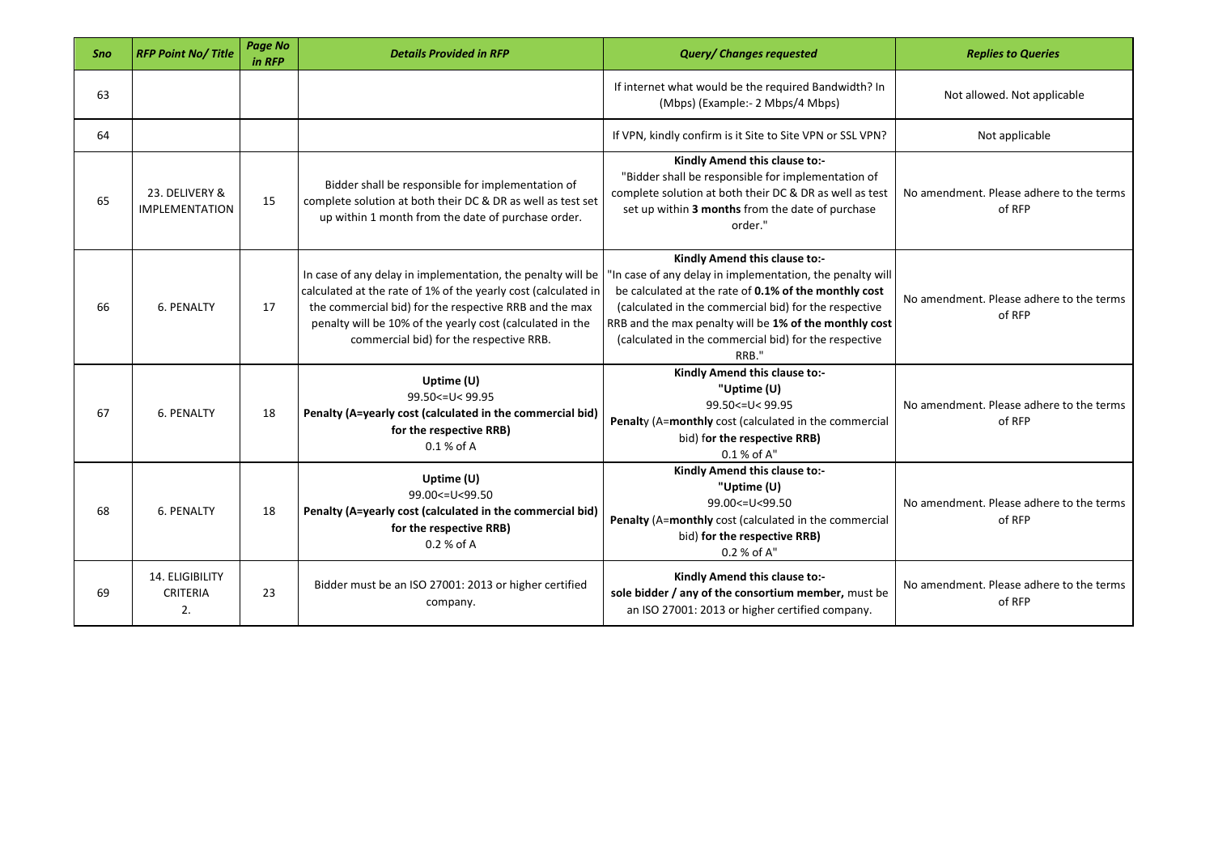| Sno | RFP Point No/ Title | Page No in RFP | Details Provided in RFP | Query/ Changes requested | Replies to Queries |
|---|---|---|---|---|---|
| 63 | | | | If internet what would be the required Bandwidth? In (Mbps) (Example:- 2 Mbps/4 Mbps) | Not allowed. Not applicable |
| 64 | | | | If VPN, kindly confirm is it Site to Site VPN or SSL VPN? | Not applicable |
| 65 | 23. DELIVERY & IMPLEMENTATION | 15 | Bidder shall be responsible for implementation of complete solution at both their DC & DR as well as test set up within 1 month from the date of purchase order. | **Kindly Amend this clause to:-** "Bidder shall be responsible for implementation of complete solution at both their DC & DR as well as test set up within **3 months** from the date of purchase order." | No amendment. Please adhere to the terms of RFP |
| 66 | 6. PENALTY | 17 | In case of any delay in implementation, the penalty will be calculated at the rate of 1% of the yearly cost (calculated in the commercial bid) for the respective RRB and the max penalty will be 10% of the yearly cost (calculated in the commercial bid) for the respective RRB. | **Kindly Amend this clause to:-** "In case of any delay in implementation, the penalty will be calculated at the rate of **0.1% of the monthly cost** (calculated in the commercial bid) for the respective RRB and the max penalty will be **1% of the monthly cost** (calculated in the commercial bid) for the respective RRB." | No amendment. Please adhere to the terms of RFP |
| 67 | 6. PENALTY | 18 | **Uptime (U)** 99.50<=U< 99.95 **Penalty (A=yearly cost (calculated in the commercial bid) for the respective RRB)** 0.1 % of A | **Kindly Amend this clause to:-** **"Uptime (U)** 99.50<=U< 99.95 **Penalt**y (A=**monthly** cost (calculated in the commercial bid) f**or the respective RRB)** 0.1 % of A" | No amendment. Please adhere to the terms of RFP |
| 68 | 6. PENALTY | 18 | **Uptime (U)** 99.00<=U<99.50 **Penalty (A=yearly cost (calculated in the commercial bid) for the respective RRB)** 0.2 % of A | **Kindly Amend this clause to:-** **"Uptime (U)** 99.00<=U<99.50 **Penalty** (A=**monthly** cost (calculated in the commercial bid) **for the respective RRB)** 0.2 % of A" | No amendment. Please adhere to the terms of RFP |
| 69 | 14. ELIGIBILITY CRITERIA 2. | 23 | Bidder must be an ISO 27001: 2013 or higher certified company. | **Kindly Amend this clause to:-** **sole bidder / any of the consortium member,** must be an ISO 27001: 2013 or higher certified company. | No amendment. Please adhere to the terms of RFP |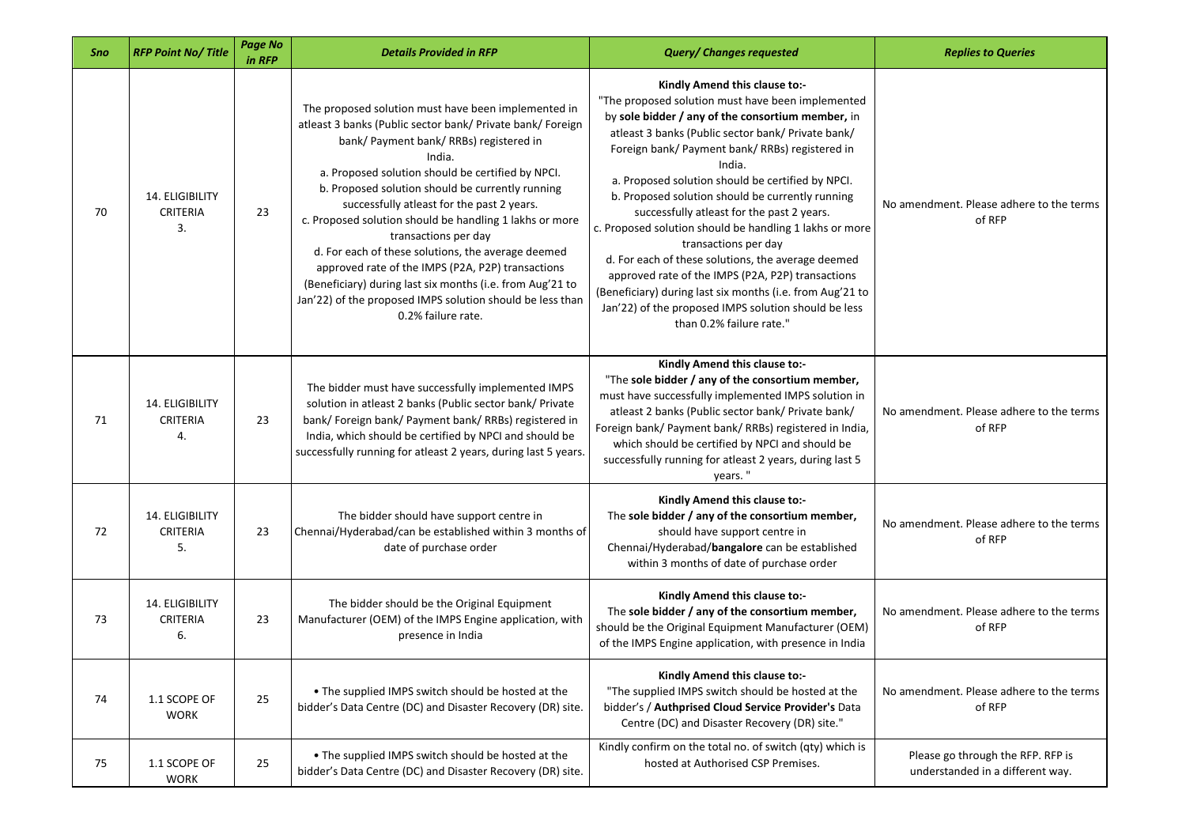| Sno | RFP Point No/ Title | Page No in RFP | Details Provided in RFP | Query/ Changes requested | Replies to Queries |
|---|---|---|---|---|---|
| 70 | 14. ELIGIBILITY CRITERIA 3. | 23 | The proposed solution must have been implemented in atleast 3 banks (Public sector bank/ Private bank/ Foreign bank/ Payment bank/ RRBs) registered in India.<br>a. Proposed solution should be certified by NPCI.<br>b. Proposed solution should be currently running successfully atleast for the past 2 years.<br>c. Proposed solution should be handling 1 lakhs or more transactions per day<br>d. For each of these solutions, the average deemed approved rate of the IMPS (P2A, P2P) transactions (Beneficiary) during last six months (i.e. from Aug'21 to Jan'22) of the proposed IMPS solution should be less than 0.2% failure rate. | **Kindly Amend this clause to:-**<br>"The proposed solution must have been implemented by **sole bidder / any of the consortium member,** in atleast 3 banks (Public sector bank/ Private bank/ Foreign bank/ Payment bank/ RRBs) registered in India.<br>a. Proposed solution should be certified by NPCI.<br>b. Proposed solution should be currently running successfully atleast for the past 2 years.<br>c. Proposed solution should be handling 1 lakhs or more transactions per day<br>d. For each of these solutions, the average deemed approved rate of the IMPS (P2A, P2P) transactions (Beneficiary) during last six months (i.e. from Aug'21 to Jan'22) of the proposed IMPS solution should be less than 0.2% failure rate." | No amendment. Please adhere to the terms of RFP |
| 71 | 14. ELIGIBILITY CRITERIA 4. | 23 | The bidder must have successfully implemented IMPS solution in atleast 2 banks (Public sector bank/ Private bank/ Foreign bank/ Payment bank/ RRBs) registered in India, which should be certified by NPCI and should be successfully running for atleast 2 years, during last 5 years. | **Kindly Amend this clause to:-**<br>"The **sole bidder / any of the consortium member,** must have successfully implemented IMPS solution in atleast 2 banks (Public sector bank/ Private bank/ Foreign bank/ Payment bank/ RRBs) registered in India, which should be certified by NPCI and should be successfully running for atleast 2 years, during last 5 years. " | No amendment. Please adhere to the terms of RFP |
| 72 | 14. ELIGIBILITY CRITERIA 5. | 23 | The bidder should have support centre in Chennai/Hyderabad/can be established within 3 months of date of purchase order | **Kindly Amend this clause to:-**<br>The **sole bidder / any of the consortium member,** should have support centre in Chennai/Hyderabad/**bangalore** can be established within 3 months of date of purchase order | No amendment. Please adhere to the terms of RFP |
| 73 | 14. ELIGIBILITY CRITERIA 6. | 23 | The bidder should be the Original Equipment Manufacturer (OEM) of the IMPS Engine application, with presence in India | **Kindly Amend this clause to:-**<br>The **sole bidder / any of the consortium member,** should be the Original Equipment Manufacturer (OEM) of the IMPS Engine application, with presence in India | No amendment. Please adhere to the terms of RFP |
| 74 | 1.1 SCOPE OF WORK | 25 | • The supplied IMPS switch should be hosted at the bidder's Data Centre (DC) and Disaster Recovery (DR) site. | **Kindly Amend this clause to:-**<br>"The supplied IMPS switch should be hosted at the bidder's / **Authprised Cloud Service Provider's** Data Centre (DC) and Disaster Recovery (DR) site." | No amendment. Please adhere to the terms of RFP |
| 75 | 1.1 SCOPE OF WORK | 25 | • The supplied IMPS switch should be hosted at the bidder's Data Centre (DC) and Disaster Recovery (DR) site. | Kindly confirm on the total no. of switch (qty) which is hosted at Authorised CSP Premises. | Please go through the RFP. RFP is understanded in a different way. |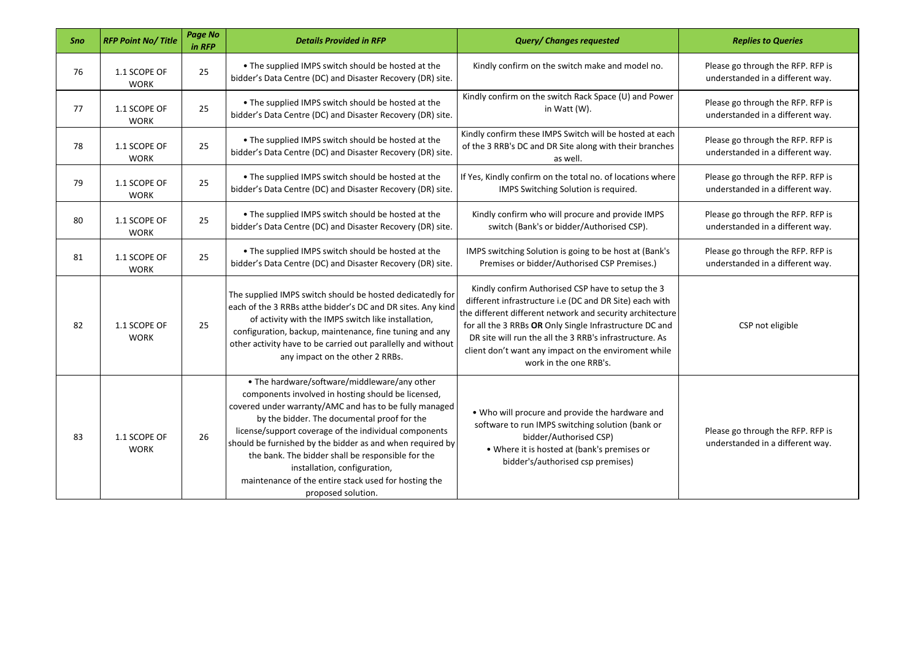| Sno | RFP Point No/ Title | Page No in RFP | Details Provided in RFP | Query/ Changes requested | Replies to Queries |
|---|---|---|---|---|---|
| 76 | 1.1 SCOPE OF WORK | 25 | • The supplied IMPS switch should be hosted at the bidder's Data Centre (DC) and Disaster Recovery (DR) site. | Kindly confirm on the switch make and model no. | Please go through the RFP. RFP is understanded in a different way. |
| 77 | 1.1 SCOPE OF WORK | 25 | • The supplied IMPS switch should be hosted at the bidder's Data Centre (DC) and Disaster Recovery (DR) site. | Kindly confirm on the switch Rack Space (U) and Power in Watt (W). | Please go through the RFP. RFP is understanded in a different way. |
| 78 | 1.1 SCOPE OF WORK | 25 | • The supplied IMPS switch should be hosted at the bidder's Data Centre (DC) and Disaster Recovery (DR) site. | Kindly confirm these IMPS Switch will be hosted at each of the 3 RRB's DC and DR Site along with their branches as well. | Please go through the RFP. RFP is understanded in a different way. |
| 79 | 1.1 SCOPE OF WORK | 25 | • The supplied IMPS switch should be hosted at the bidder's Data Centre (DC) and Disaster Recovery (DR) site. | If Yes, Kindly confirm on the total no. of locations where IMPS Switching Solution is required. | Please go through the RFP. RFP is understanded in a different way. |
| 80 | 1.1 SCOPE OF WORK | 25 | • The supplied IMPS switch should be hosted at the bidder's Data Centre (DC) and Disaster Recovery (DR) site. | Kindly confirm who will procure and provide IMPS switch (Bank's or bidder/Authorised CSP). | Please go through the RFP. RFP is understanded in a different way. |
| 81 | 1.1 SCOPE OF WORK | 25 | • The supplied IMPS switch should be hosted at the bidder's Data Centre (DC) and Disaster Recovery (DR) site. | IMPS switching Solution is going to be host at (Bank's Premises or bidder/Authorised CSP Premises.) | Please go through the RFP. RFP is understanded in a different way. |
| 82 | 1.1 SCOPE OF WORK | 25 | The supplied IMPS switch should be hosted dedicatedly for each of the 3 RRBs atthe bidder's DC and DR sites. Any kind of activity with the IMPS switch like installation, configuration, backup, maintenance, fine tuning and any other activity have to be carried out parallelly and without any impact on the other 2 RRBs. | Kindly confirm Authorised CSP have to setup the 3 different infrastructure i.e (DC and DR Site) each with the different different network and security architecture for all the 3 RRBs **OR** Only Single Infrastructure DC and DR site will run the all the 3 RRB's infrastructure. As client don't want any impact on the enviroment while work in the one RRB's. | CSP not eligible |
| 83 | 1.1 SCOPE OF WORK | 26 | • The hardware/software/middleware/any other components involved in hosting should be licensed, covered under warranty/AMC and has to be fully managed by the bidder. The documental proof for the license/support coverage of the individual components should be furnished by the bidder as and when required by the bank. The bidder shall be responsible for the installation, configuration, maintenance of the entire stack used for hosting the proposed solution. | • Who will procure and provide the hardware and software to run IMPS switching solution (bank or bidder/Authorised CSP) • Where it is hosted at (bank's premises or bidder's/authorised csp premises) | Please go through the RFP. RFP is understanded in a different way. |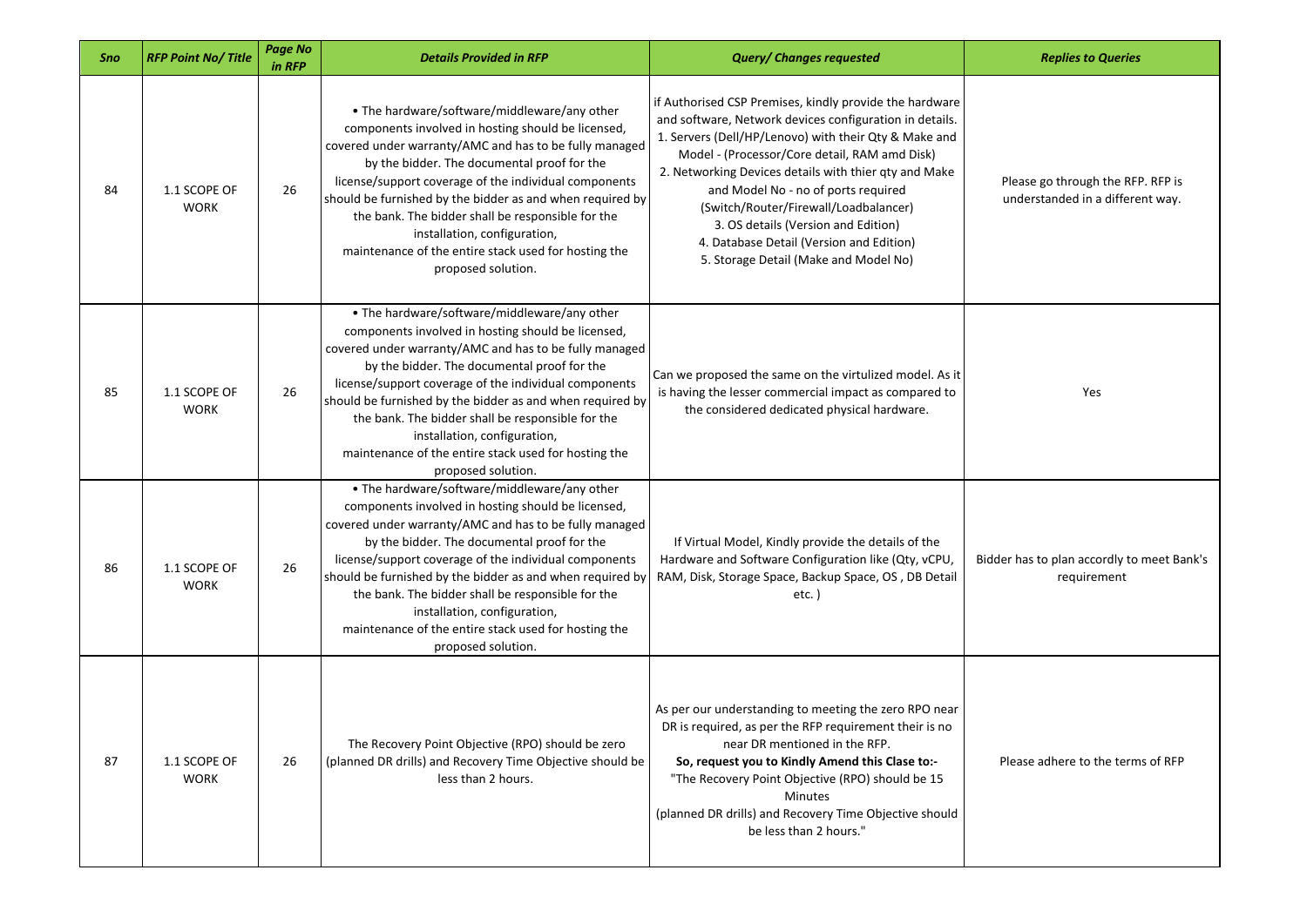| Sno | RFP Point No/ Title | Page No in RFP | Details Provided in RFP | Query/ Changes requested | Replies to Queries |
|---|---|---|---|---|---|
| 84 | 1.1 SCOPE OF WORK | 26 | • The hardware/software/middleware/any other components involved in hosting should be licensed, covered under warranty/AMC and has to be fully managed by the bidder. The documental proof for the license/support coverage of the individual components should be furnished by the bidder as and when required by the bank. The bidder shall be responsible for the installation, configuration, maintenance of the entire stack used for hosting the proposed solution. | if Authorised CSP Premises, kindly provide the hardware and software, Network devices configuration in details.<br>1. Servers (Dell/HP/Lenovo) with their Qty & Make and Model - (Processor/Core detail, RAM amd Disk)<br>2. Networking Devices details with thier qty and Make and Model No - no of ports required (Switch/Router/Firewall/Loadbalancer)<br>3. OS details (Version and Edition)<br>4. Database Detail (Version and Edition)<br>5. Storage Detail (Make and Model No) | Please go through the RFP. RFP is understanded in a different way. |
| 85 | 1.1 SCOPE OF WORK | 26 | • The hardware/software/middleware/any other components involved in hosting should be licensed, covered under warranty/AMC and has to be fully managed by the bidder. The documental proof for the license/support coverage of the individual components should be furnished by the bidder as and when required by the bank. The bidder shall be responsible for the installation, configuration, maintenance of the entire stack used for hosting the proposed solution. | Can we proposed the same on the virtulized model. As it is having the lesser commercial impact as compared to the considered dedicated physical hardware. | Yes |
| 86 | 1.1 SCOPE OF WORK | 26 | • The hardware/software/middleware/any other components involved in hosting should be licensed, covered under warranty/AMC and has to be fully managed by the bidder. The documental proof for the license/support coverage of the individual components should be furnished by the bidder as and when required by the bank. The bidder shall be responsible for the installation, configuration, maintenance of the entire stack used for hosting the proposed solution. | If Virtual Model, Kindly provide the details of the Hardware and Software Configuration like (Qty, vCPU, RAM, Disk, Storage Space, Backup Space, OS , DB Detail etc. ) | Bidder has to plan accordly to meet Bank's requirement |
| 87 | 1.1 SCOPE OF WORK | 26 | The Recovery Point Objective (RPO) should be zero (planned DR drills) and Recovery Time Objective should be less than 2 hours. | As per our understanding to meeting the zero RPO near DR is required, as per the RFP requirement their is no near DR mentioned in the RFP.<br>**So, request you to Kindly Amend this Clase to:-**<br>"The Recovery Point Objective (RPO) should be 15 Minutes<br>(planned DR drills) and Recovery Time Objective should be less than 2 hours." | Please adhere to the terms of RFP |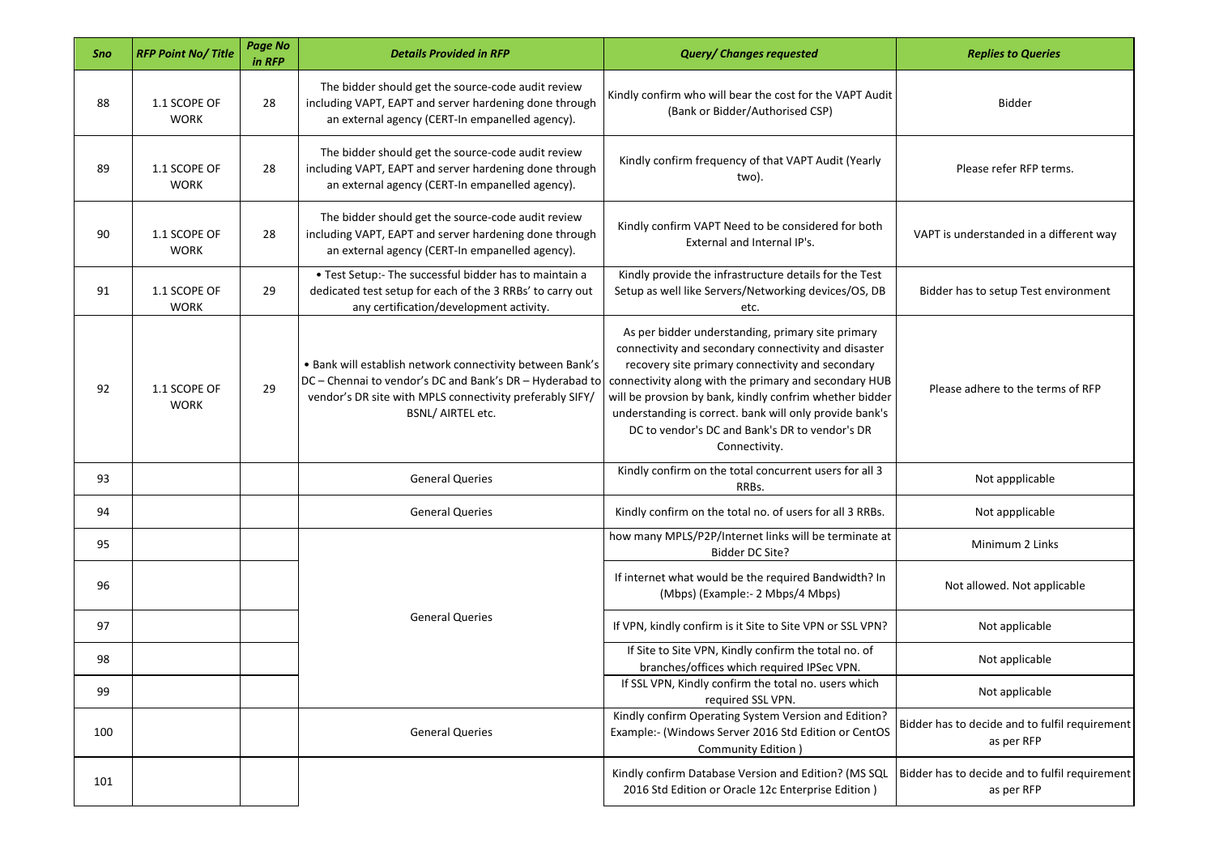| Sno | RFP Point No/ Title | Page No in RFP | Details Provided in RFP | Query/ Changes requested | Replies to Queries |
|---|---|---|---|---|---|
| 88 | 1.1 SCOPE OF WORK | 28 | The bidder should get the source-code audit review including VAPT, EAPT and server hardening done through an external agency (CERT-In empanelled agency). | Kindly confirm who will bear the cost for the VAPT Audit (Bank or Bidder/Authorised CSP) | Bidder |
| 89 | 1.1 SCOPE OF WORK | 28 | The bidder should get the source-code audit review including VAPT, EAPT and server hardening done through an external agency (CERT-In empanelled agency). | Kindly confirm frequency of that VAPT Audit (Yearly two). | Please refer RFP terms. |
| 90 | 1.1 SCOPE OF WORK | 28 | The bidder should get the source-code audit review including VAPT, EAPT and server hardening done through an external agency (CERT-In empanelled agency). | Kindly confirm VAPT Need to be considered for both External and Internal IP's. | VAPT is understanded in a different way |
| 91 | 1.1 SCOPE OF WORK | 29 | • Test Setup:- The successful bidder has to maintain a dedicated test setup for each of the 3 RRBs' to carry out any certification/development activity. | Kindly provide the infrastructure details for the Test Setup as well like Servers/Networking devices/OS, DB etc. | Bidder has to setup Test environment |
| 92 | 1.1 SCOPE OF WORK | 29 | • Bank will establish network connectivity between Bank's DC – Chennai to vendor's DC and Bank's DR – Hyderabad to vendor's DR site with MPLS connectivity preferably SIFY/ BSNL/ AIRTEL etc. | As per bidder understanding, primary site primary connectivity and secondary connectivity and disaster recovery site primary connectivity and secondary connectivity along with the primary and secondary HUB will be provsion by bank, kindly confrim whether bidder understanding is correct. bank will only provide bank's DC to vendor's DC and Bank's DR to vendor's DR Connectivity. | Please adhere to the terms of RFP |
| 93 | | | General Queries | Kindly confirm on the total concurrent users for all 3 RRBs. | Not appplicable |
| 94 | | | General Queries | Kindly confirm on the total no. of users for all 3 RRBs. | Not appplicable |
| 95 | | | General Queries | how many MPLS/P2P/Internet links will be terminate at Bidder DC Site? | Minimum 2 Links |
| 96 | | | | If internet what would be the required Bandwidth? In (Mbps) (Example:- 2 Mbps/4 Mbps) | Not allowed. Not applicable |
| 97 | | | | If VPN, kindly confirm is it Site to Site VPN or SSL VPN? | Not applicable |
| 98 | | | | If Site to Site VPN, Kindly confirm the total no. of branches/offices which required IPSec VPN. | Not applicable |
| 99 | | | | If SSL VPN, Kindly confirm the total no. users which required SSL VPN. | Not applicable |
| 100 | | | General Queries | Kindly confirm Operating System Version and Edition? Example:- (Windows Server 2016 Std Edition or CentOS Community Edition ) | Bidder has to decide and to fulfil requirement as per RFP |
| 101 | | | | Kindly confirm Database Version and Edition? (MS SQL 2016 Std Edition or Oracle 12c Enterprise Edition ) | Bidder has to decide and to fulfil requirement as per RFP |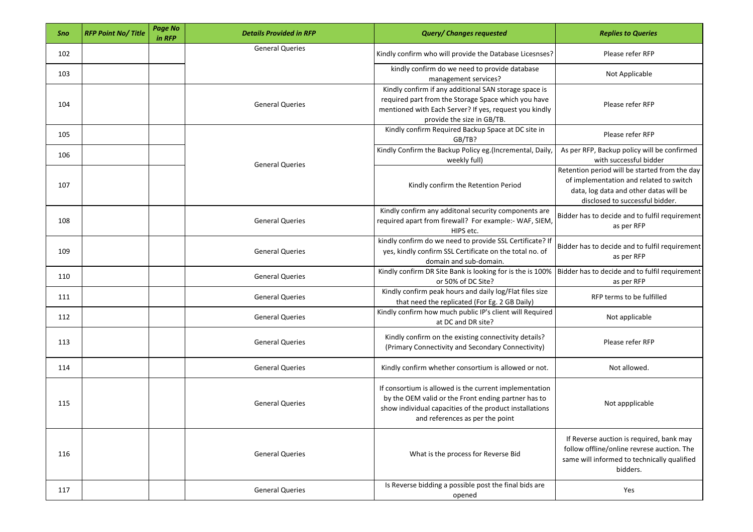| Sno | RFP Point No/ Title | Page No in RFP | Details Provided in RFP | Query/ Changes requested | Replies to Queries |
|---|---|---|---|---|---|
| 102 | | | General Queries | Kindly confirm who will provide the Database Licesnses? | Please refer RFP |
| 103 | | | | kindly confirm do we need to provide database management services? | Not Applicable |
| 104 | | | General Queries | Kindly confirm if any additional SAN storage space is required part from the Storage Space which you have mentioned with Each Server? If yes, request you kindly provide the size in GB/TB. | Please refer RFP |
| 105 | | | General Queries | Kindly confirm Required Backup Space at DC site in GB/TB? | Please refer RFP |
| 106 | | | | Kindly Confirm the Backup Policy eg.(Incremental, Daily, weekly full) | As per RFP, Backup policy will be confirmed with successful bidder |
| 107 | | | | Kindly confirm the Retention Period | Retention period will be started from the day of implementation and related to switch data, log data and other datas will be disclosed to successful bidder. |
| 108 | | | General Queries | Kindly confirm any additonal security components are required apart from firewall? For example:- WAF, SIEM, HIPS etc. | Bidder has to decide and to fulfil requirement as per RFP |
| 109 | | | General Queries | kindly confirm do we need to provide SSL Certificate? If yes, kindly confirm SSL Certificate on the total no. of domain and sub-domain. | Bidder has to decide and to fulfil requirement as per RFP |
| 110 | | | General Queries | Kindly confirm DR Site Bank is looking for is the is 100% or 50% of DC Site? | Bidder has to decide and to fulfil requirement as per RFP |
| 111 | | | General Queries | Kindly confirm peak hours and daily log/Flat files size that need the replicated (For Eg. 2 GB Daily) | RFP terms to be fulfilled |
| 112 | | | General Queries | Kindly confirm how much public IP's client will Required at DC and DR site? | Not applicable |
| 113 | | | General Queries | Kindly confirm on the existing connectivity details? (Primary Connectivity and Secondary Connectivity) | Please refer RFP |
| 114 | | | General Queries | Kindly confirm whether consortium is allowed or not. | Not allowed. |
| 115 | | | General Queries | If consortium is allowed is the current implementation by the OEM valid or the Front ending partner has to show individual capacities of the product installations and references as per the point | Not appplicable |
| 116 | | | General Queries | What is the process for Reverse Bid | If Reverse auction is required, bank may follow offline/online revrese auction. The same will informed to technically qualified bidders. |
| 117 | | | General Queries | Is Reverse bidding a possible post the final bids are opened | Yes |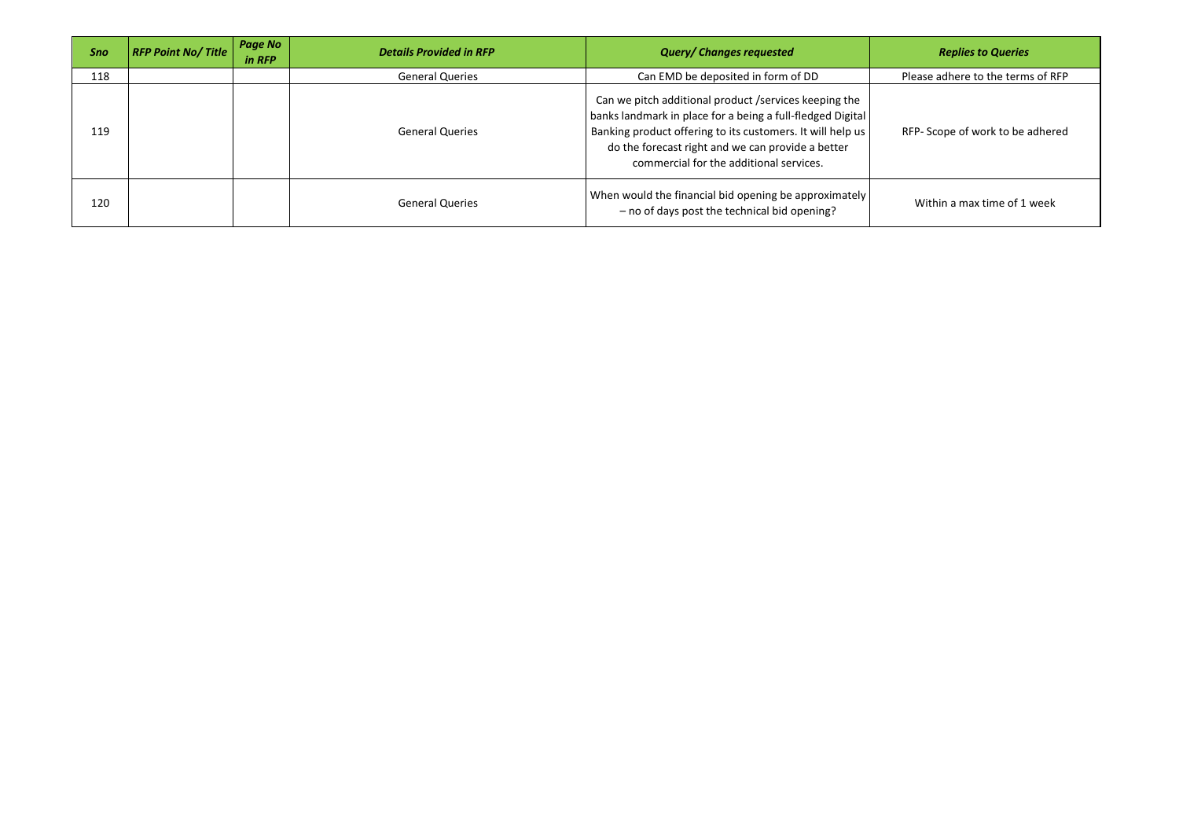| Sno | RFP Point No/ Title | Page No in RFP | Details Provided in RFP | Query/ Changes requested | Replies to Queries |
|---|---|---|---|---|---|
| 118 | | | General Queries | Can EMD be deposited in form of DD | Please adhere to the terms of RFP |
| 119 | | | General Queries | Can we pitch additional product /services keeping the banks landmark in place for a being a full-fledged Digital Banking product offering to its customers. It will help us do the forecast right and we can provide a better commercial for the additional services. | RFP- Scope of work to be adhered |
| 120 | | | General Queries | When would the financial bid opening be approximately – no of days post the technical bid opening? | Within a max time of 1 week |